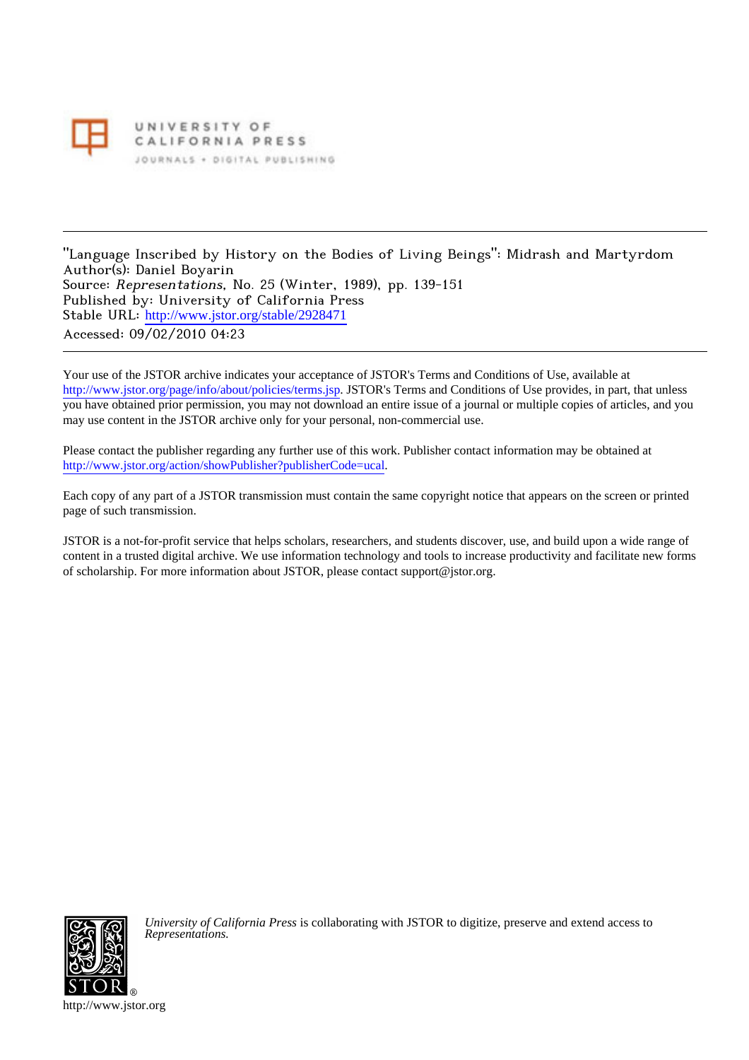UNIVERSITY OF CALIFORNIA PRESS

JOURNALS • DIGITAL PUBLISHING

---

"Language Inscribed by History on the Bodies of Living Beings": Midrash and Martyrdom
Author(s): Daniel Boyarin
Source: *Representations*, No. 25 (Winter, 1989), pp. 139-151
Published by: University of California Press
Stable URL: http://www.jstor.org/stable/2928471
Accessed: 09/02/2010 04:23

---

Your use of the JSTOR archive indicates your acceptance of JSTOR's Terms and Conditions of Use, available at http://www.jstor.org/page/info/about/policies/terms.jsp. JSTOR's Terms and Conditions of Use provides, in part, that unless you have obtained prior permission, you may not download an entire issue of a journal or multiple copies of articles, and you may use content in the JSTOR archive only for your personal, non-commercial use.

Please contact the publisher regarding any further use of this work. Publisher contact information may be obtained at http://www.jstor.org/action/showPublisher?publisherCode=ucal.

Each copy of any part of a JSTOR transmission must contain the same copyright notice that appears on the screen or printed page of such transmission.

JSTOR is a not-for-profit service that helps scholars, researchers, and students discover, use, and build upon a wide range of content in a trusted digital archive. We use information technology and tools to increase productivity and facilitate new forms of scholarship. For more information about JSTOR, please contact support@jstor.org.

*University of California Press* is collaborating with JSTOR to digitize, preserve and extend access to *Representations*.

http://www.jstor.org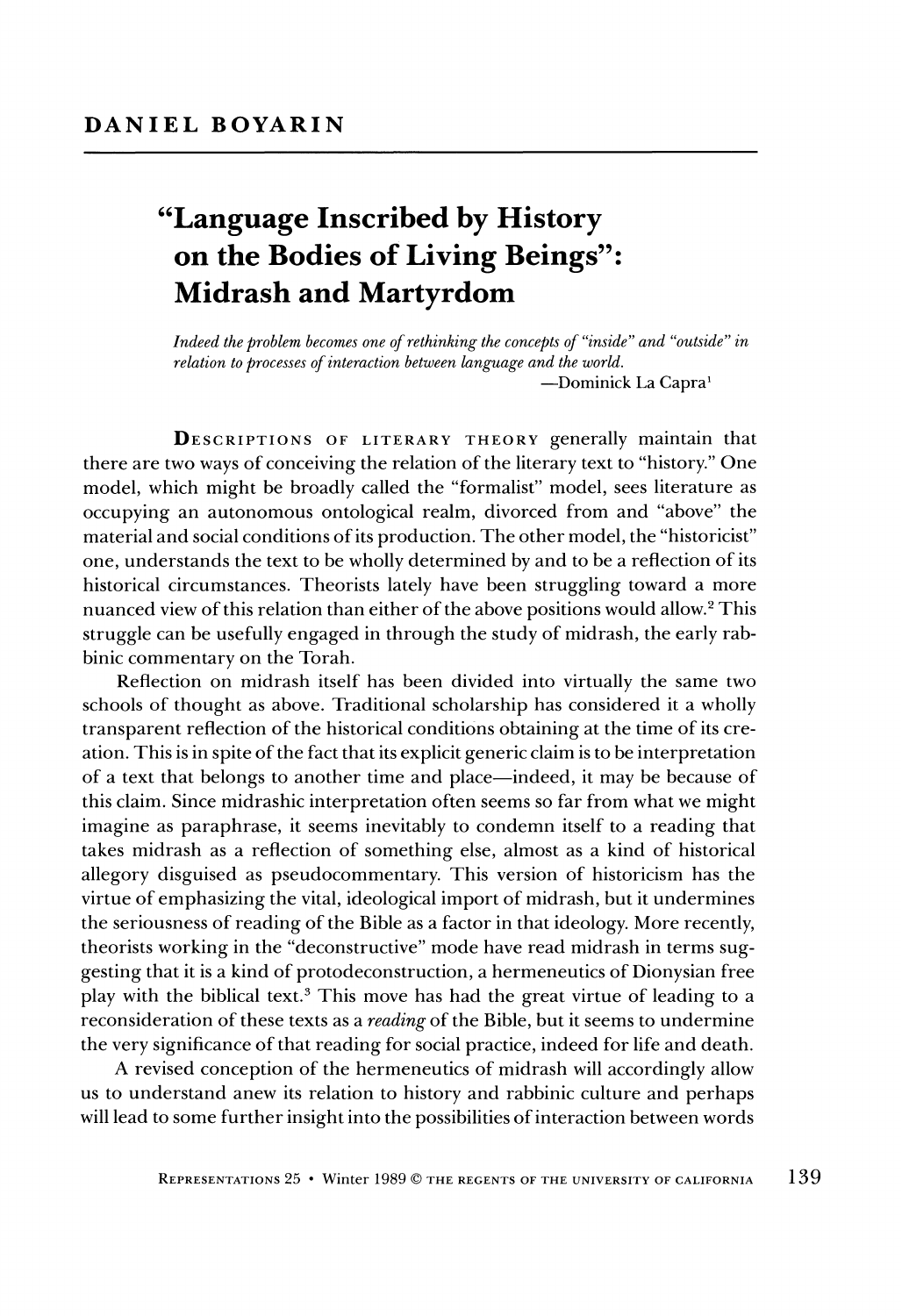DANIEL BOYARIN

# "Language Inscribed by History on the Bodies of Living Beings": Midrash and Martyrdom

*Indeed the problem becomes one of rethinking the concepts of "inside" and "outside" in relation to processes of interaction between language and the world.*

—Dominick La Capra[1]

DESCRIPTIONS OF LITERARY THEORY generally maintain that there are two ways of conceiving the relation of the literary text to "history." One model, which might be broadly called the "formalist" model, sees literature as occupying an autonomous ontological realm, divorced from and "above" the material and social conditions of its production. The other model, the "historicist" one, understands the text to be wholly determined by and to be a reflection of its historical circumstances. Theorists lately have been struggling toward a more nuanced view of this relation than either of the above positions would allow.[2] This struggle can be usefully engaged in through the study of midrash, the early rabbinic commentary on the Torah.

Reflection on midrash itself has been divided into virtually the same two schools of thought as above. Traditional scholarship has considered it a wholly transparent reflection of the historical conditions obtaining at the time of its creation. This is in spite of the fact that its explicit generic claim is to be interpretation of a text that belongs to another time and place—indeed, it may be because of this claim. Since midrashic interpretation often seems so far from what we might imagine as paraphrase, it seems inevitably to condemn itself to a reading that takes midrash as a reflection of something else, almost as a kind of historical allegory disguised as pseudocommentary. This version of historicism has the virtue of emphasizing the vital, ideological import of midrash, but it undermines the seriousness of reading of the Bible as a factor in that ideology. More recently, theorists working in the "deconstructive" mode have read midrash in terms suggesting that it is a kind of protodeconstruction, a hermeneutics of Dionysian free play with the biblical text.[3] This move has had the great virtue of leading to a reconsideration of these texts as a *reading* of the Bible, but it seems to undermine the very significance of that reading for social practice, indeed for life and death.

A revised conception of the hermeneutics of midrash will accordingly allow us to understand anew its relation to history and rabbinic culture and perhaps will lead to some further insight into the possibilities of interaction between words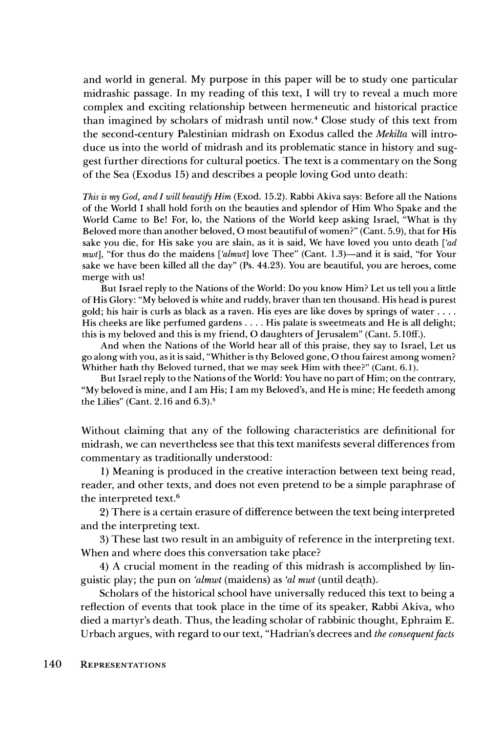and world in general. My purpose in this paper will be to study one particular midrashic passage. In my reading of this text, I will try to reveal a much more complex and exciting relationship between hermeneutic and historical practice than imagined by scholars of midrash until now.[4] Close study of this text from the second-century Palestinian midrash on Exodus called the *Mekilta* will introduce us into the world of midrash and its problematic stance in history and suggest further directions for cultural poetics. The text is a commentary on the Song of the Sea (Exodus 15) and describes a people loving God unto death:

> *This is my God, and I will beautify Him* (Exod. 15.2). Rabbi Akiva says: Before all the Nations of the World I shall hold forth on the beauties and splendor of Him Who Spake and the World Came to Be! For, lo, the Nations of the World keep asking Israel, "What is thy Beloved more than another beloved, O most beautiful of women?" (Cant. 5.9), that for His sake you die, for His sake you are slain, as it is said, We have loved you unto death [*'ad mwt*], "for thus do the maidens [*'almwt*] love Thee" (Cant. 1.3)—and it is said, "for Your sake we have been killed all the day" (Ps. 44.23). You are beautiful, you are heroes, come merge with us!
>
> But Israel reply to the Nations of the World: Do you know Him? Let us tell you a little of His Glory: "My beloved is white and ruddy, braver than ten thousand. His head is purest gold; his hair is curls as black as a raven. His eyes are like doves by springs of water . . . . His cheeks are like perfumed gardens . . . . His palate is sweetmeats and He is all delight; this is my beloved and this is my friend, O daughters of Jerusalem" (Cant. 5.10ff.).
>
> And when the Nations of the World hear all of this praise, they say to Israel, Let us go along with you, as it is said, "Whither is thy Beloved gone, O thou fairest among women? Whither hath thy Beloved turned, that we may seek Him with thee?" (Cant. 6.1).
>
> But Israel reply to the Nations of the World: You have no part of Him; on the contrary, "My beloved is mine, and I am His; I am my Beloved's, and He is mine; He feedeth among the Lilies" (Cant. 2.16 and 6.3).[5]

Without claiming that any of the following characteristics are definitional for midrash, we can nevertheless see that this text manifests several differences from commentary as traditionally understood:

1) Meaning is produced in the creative interaction between text being read, reader, and other texts, and does not even pretend to be a simple paraphrase of the interpreted text.[6]

2) There is a certain erasure of difference between the text being interpreted and the interpreting text.

3) These last two result in an ambiguity of reference in the interpreting text. When and where does this conversation take place?

4) A crucial moment in the reading of this midrash is accomplished by linguistic play; the pun on *'almwt* (maidens) as *'al mwt* (until death).

Scholars of the historical school have universally reduced this text to being a reflection of events that took place in the time of its speaker, Rabbi Akiva, who died a martyr's death. Thus, the leading scholar of rabbinic thought, Ephraim E. Urbach argues, with regard to our text, "Hadrian's decrees and *the consequent facts*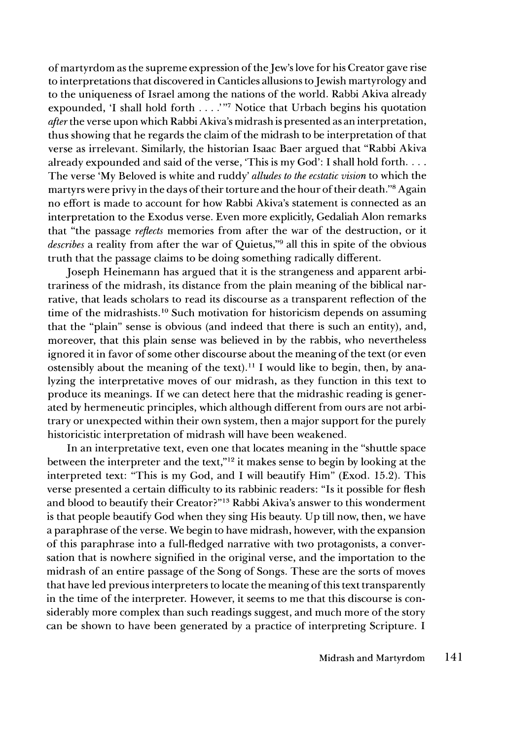of martyrdom as the supreme expression of the Jew's love for his Creator gave rise to interpretations that discovered in Canticles allusions to Jewish martyrology and to the uniqueness of Israel among the nations of the world. Rabbi Akiva already expounded, 'I shall hold forth . . . .'"[7] Notice that Urbach begins his quotation *after* the verse upon which Rabbi Akiva's midrash is presented as an interpretation, thus showing that he regards the claim of the midrash to be interpretation of that verse as irrelevant. Similarly, the historian Isaac Baer argued that "Rabbi Akiva already expounded and said of the verse, 'This is my God': I shall hold forth. . . . The verse 'My Beloved is white and ruddy' *alludes to the ecstatic vision* to which the martyrs were privy in the days of their torture and the hour of their death."[8] Again no effort is made to account for how Rabbi Akiva's statement is connected as an interpretation to the Exodus verse. Even more explicitly, Gedaliah Alon remarks that "the passage *reflects* memories from after the war of the destruction, or it *describes* a reality from after the war of Quietus,"[9] all this in spite of the obvious truth that the passage claims to be doing something radically different.

Joseph Heinemann has argued that it is the strangeness and apparent arbitrariness of the midrash, its distance from the plain meaning of the biblical narrative, that leads scholars to read its discourse as a transparent reflection of the time of the midrashists.[10] Such motivation for historicism depends on assuming that the "plain" sense is obvious (and indeed that there is such an entity), and, moreover, that this plain sense was believed in by the rabbis, who nevertheless ignored it in favor of some other discourse about the meaning of the text (or even ostensibly about the meaning of the text).[11] I would like to begin, then, by analyzing the interpretative moves of our midrash, as they function in this text to produce its meanings. If we can detect here that the midrashic reading is generated by hermeneutic principles, which although different from ours are not arbitrary or unexpected within their own system, then a major support for the purely historicistic interpretation of midrash will have been weakened.

In an interpretative text, even one that locates meaning in the "shuttle space between the interpreter and the text,"[12] it makes sense to begin by looking at the interpreted text: "This is my God, and I will beautify Him" (Exod. 15.2). This verse presented a certain difficulty to its rabbinic readers: "Is it possible for flesh and blood to beautify their Creator?"[13] Rabbi Akiva's answer to this wonderment is that people beautify God when they sing His beauty. Up till now, then, we have a paraphrase of the verse. We begin to have midrash, however, with the expansion of this paraphrase into a full-fledged narrative with two protagonists, a conversation that is nowhere signified in the original verse, and the importation to the midrash of an entire passage of the Song of Songs. These are the sorts of moves that have led previous interpreters to locate the meaning of this text transparently in the time of the interpreter. However, it seems to me that this discourse is considerably more complex than such readings suggest, and much more of the story can be shown to have been generated by a practice of interpreting Scripture. I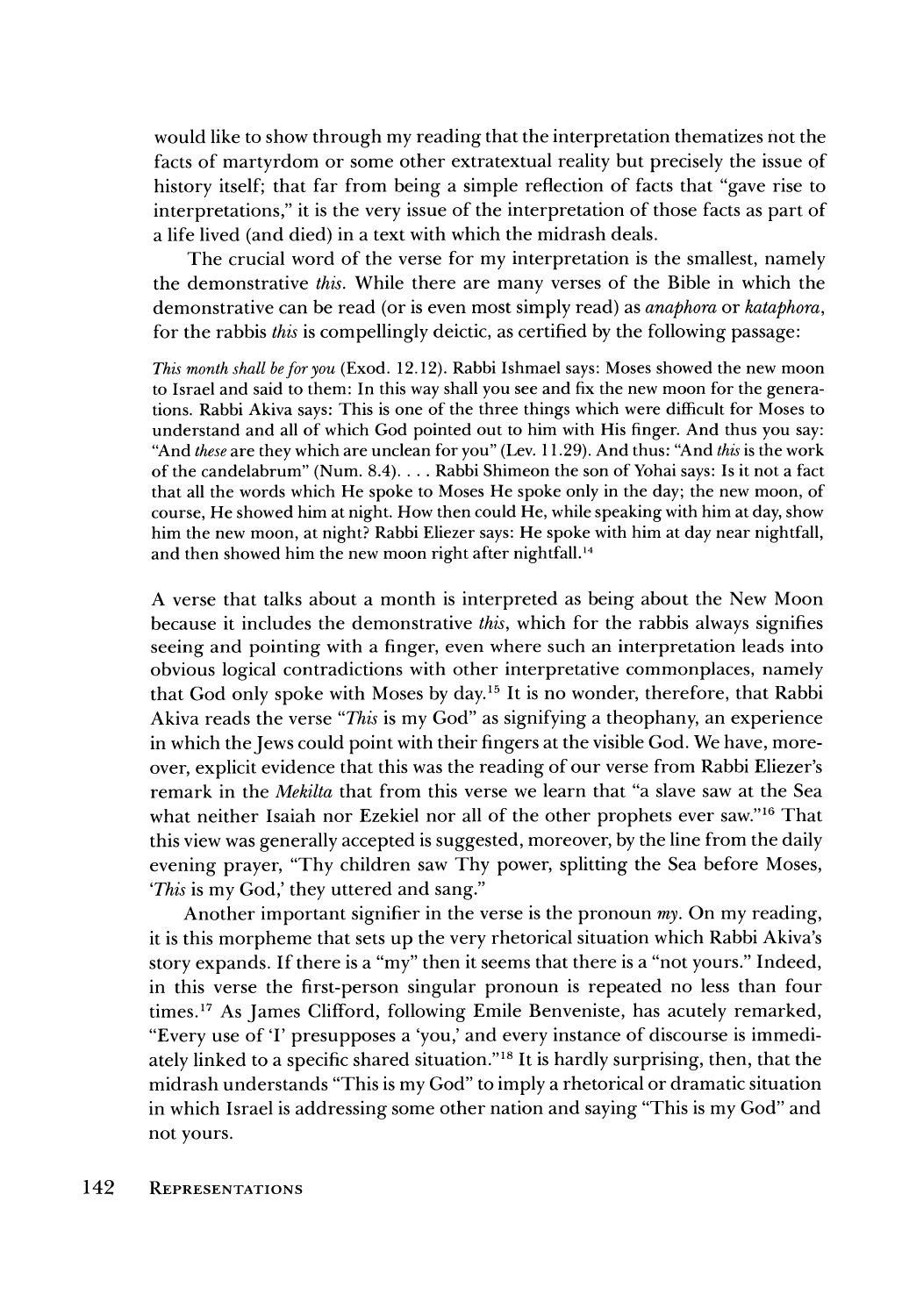would like to show through my reading that the interpretation thematizes not the facts of martyrdom or some other extratextual reality but precisely the issue of history itself; that far from being a simple reflection of facts that "gave rise to interpretations," it is the very issue of the interpretation of those facts as part of a life lived (and died) in a text with which the midrash deals.

The crucial word of the verse for my interpretation is the smallest, namely the demonstrative *this*. While there are many verses of the Bible in which the demonstrative can be read (or is even most simply read) as *anaphora* or *kataphora*, for the rabbis *this* is compellingly deictic, as certified by the following passage:

> *This month shall be for you* (Exod. 12.12). Rabbi Ishmael says: Moses showed the new moon to Israel and said to them: In this way shall you see and fix the new moon for the generations. Rabbi Akiva says: This is one of the three things which were difficult for Moses to understand and all of which God pointed out to him with His finger. And thus you say: "And *these* are they which are unclean for you" (Lev. 11.29). And thus: "And *this* is the work of the candelabrum" (Num. 8.4). . . . Rabbi Shimeon the son of Yohai says: Is it not a fact that all the words which He spoke to Moses He spoke only in the day; the new moon, of course, He showed him at night. How then could He, while speaking with him at day, show him the new moon, at night? Rabbi Eliezer says: He spoke with him at day near nightfall, and then showed him the new moon right after nightfall.[14]

A verse that talks about a month is interpreted as being about the New Moon because it includes the demonstrative *this*, which for the rabbis always signifies seeing and pointing with a finger, even where such an interpretation leads into obvious logical contradictions with other interpretative commonplaces, namely that God only spoke with Moses by day.[15] It is no wonder, therefore, that Rabbi Akiva reads the verse "*This* is my God" as signifying a theophany, an experience in which the Jews could point with their fingers at the visible God. We have, moreover, explicit evidence that this was the reading of our verse from Rabbi Eliezer's remark in the *Mekilta* that from this verse we learn that "a slave saw at the Sea what neither Isaiah nor Ezekiel nor all of the other prophets ever saw."[16] That this view was generally accepted is suggested, moreover, by the line from the daily evening prayer, "Thy children saw Thy power, splitting the Sea before Moses, '*This* is my God,' they uttered and sang."

Another important signifier in the verse is the pronoun *my*. On my reading, it is this morpheme that sets up the very rhetorical situation which Rabbi Akiva's story expands. If there is a "my" then it seems that there is a "not yours." Indeed, in this verse the first-person singular pronoun is repeated no less than four times.[17] As James Clifford, following Emile Benveniste, has acutely remarked, "Every use of 'I' presupposes a 'you,' and every instance of discourse is immediately linked to a specific shared situation."[18] It is hardly surprising, then, that the midrash understands "This is my God" to imply a rhetorical or dramatic situation in which Israel is addressing some other nation and saying "This is my God" and not yours.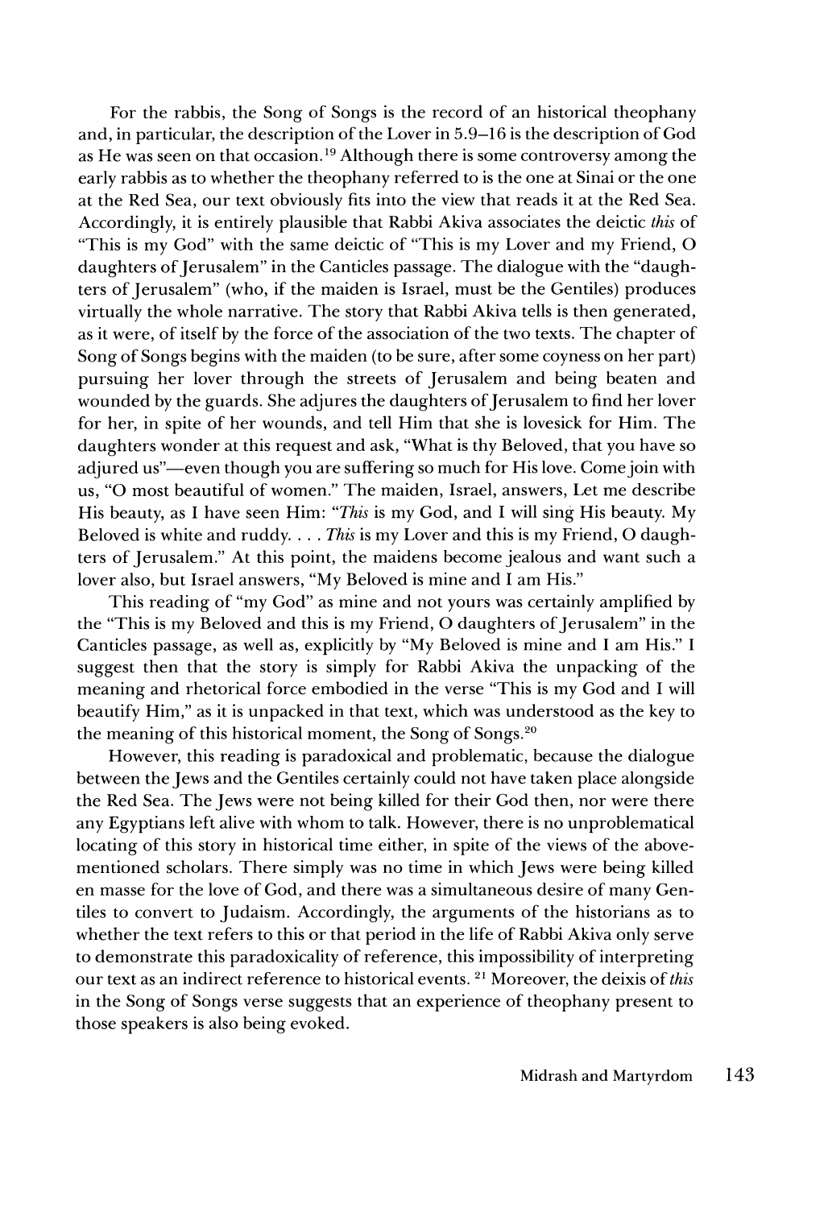For the rabbis, the Song of Songs is the record of an historical theophany and, in particular, the description of the Lover in 5.9–16 is the description of God as He was seen on that occasion.[19] Although there is some controversy among the early rabbis as to whether the theophany referred to is the one at Sinai or the one at the Red Sea, our text obviously fits into the view that reads it at the Red Sea. Accordingly, it is entirely plausible that Rabbi Akiva associates the deictic *this* of "This is my God" with the same deictic of "This is my Lover and my Friend, O daughters of Jerusalem" in the Canticles passage. The dialogue with the "daughters of Jerusalem" (who, if the maiden is Israel, must be the Gentiles) produces virtually the whole narrative. The story that Rabbi Akiva tells is then generated, as it were, of itself by the force of the association of the two texts. The chapter of Song of Songs begins with the maiden (to be sure, after some coyness on her part) pursuing her lover through the streets of Jerusalem and being beaten and wounded by the guards. She adjures the daughters of Jerusalem to find her lover for her, in spite of her wounds, and tell Him that she is lovesick for Him. The daughters wonder at this request and ask, "What is thy Beloved, that you have so adjured us"—even though you are suffering so much for His love. Come join with us, "O most beautiful of women." The maiden, Israel, answers, Let me describe His beauty, as I have seen Him: "*This* is my God, and I will sing His beauty. My Beloved is white and ruddy. . . . *This* is my Lover and this is my Friend, O daughters of Jerusalem." At this point, the maidens become jealous and want such a lover also, but Israel answers, "My Beloved is mine and I am His."

This reading of "my God" as mine and not yours was certainly amplified by the "This is my Beloved and this is my Friend, O daughters of Jerusalem" in the Canticles passage, as well as, explicitly by "My Beloved is mine and I am His." I suggest then that the story is simply for Rabbi Akiva the unpacking of the meaning and rhetorical force embodied in the verse "This is my God and I will beautify Him," as it is unpacked in that text, which was understood as the key to the meaning of this historical moment, the Song of Songs.[20]

However, this reading is paradoxical and problematic, because the dialogue between the Jews and the Gentiles certainly could not have taken place alongside the Red Sea. The Jews were not being killed for their God then, nor were there any Egyptians left alive with whom to talk. However, there is no unproblematical locating of this story in historical time either, in spite of the views of the above-mentioned scholars. There simply was no time in which Jews were being killed en masse for the love of God, and there was a simultaneous desire of many Gentiles to convert to Judaism. Accordingly, the arguments of the historians as to whether the text refers to this or that period in the life of Rabbi Akiva only serve to demonstrate this paradoxicality of reference, this impossibility of interpreting our text as an indirect reference to historical events.[21] Moreover, the deixis of *this* in the Song of Songs verse suggests that an experience of theophany present to those speakers is also being evoked.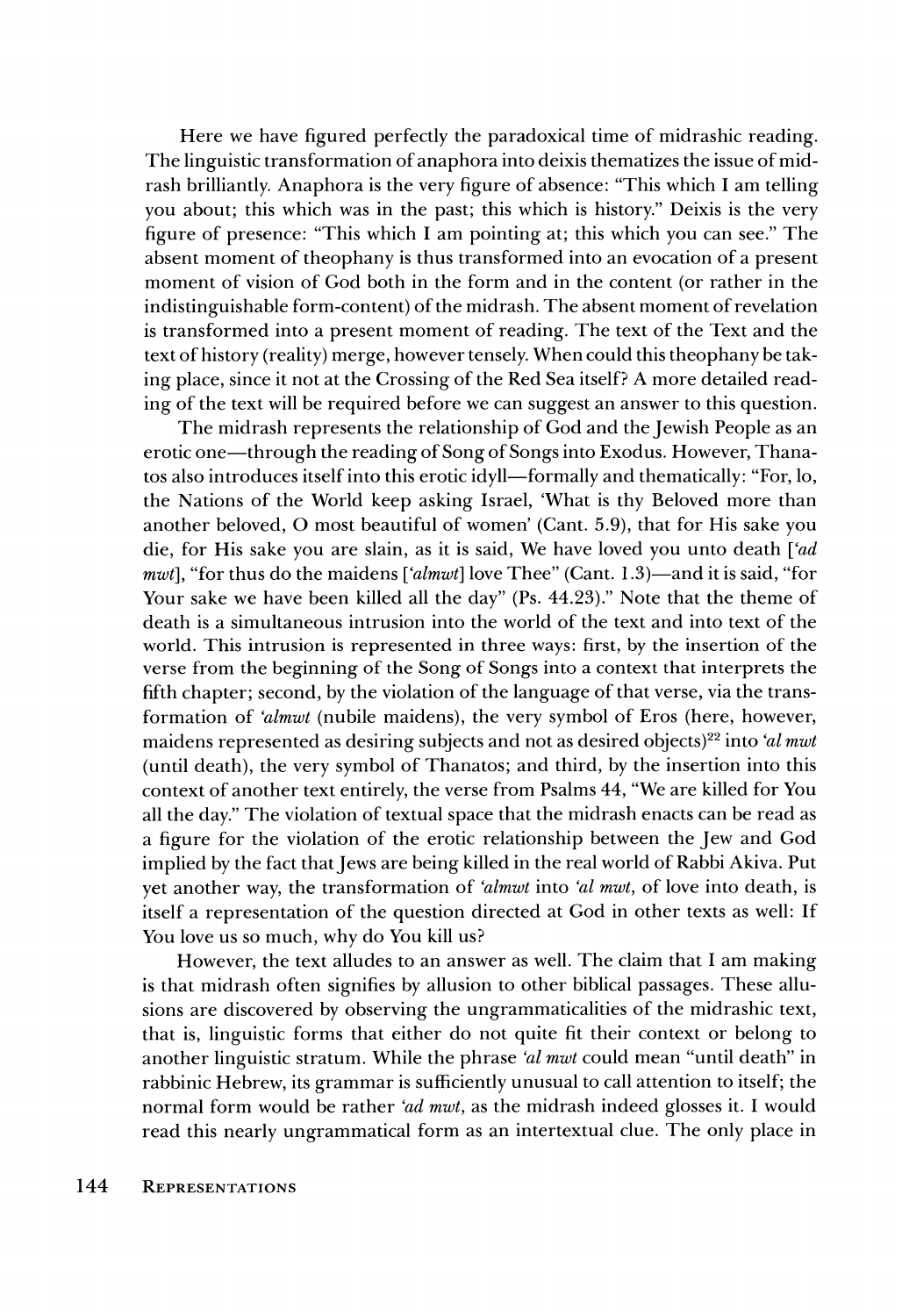Here we have figured perfectly the paradoxical time of midrashic reading. The linguistic transformation of anaphora into deixis thematizes the issue of midrash brilliantly. Anaphora is the very figure of absence: "This which I am telling you about; this which was in the past; this which is history." Deixis is the very figure of presence: "This which I am pointing at; this which you can see." The absent moment of theophany is thus transformed into an evocation of a present moment of vision of God both in the form and in the content (or rather in the indistinguishable form-content) of the midrash. The absent moment of revelation is transformed into a present moment of reading. The text of the Text and the text of history (reality) merge, however tensely. When could this theophany be taking place, since it not at the Crossing of the Red Sea itself? A more detailed reading of the text will be required before we can suggest an answer to this question.

The midrash represents the relationship of God and the Jewish People as an erotic one—through the reading of Song of Songs into Exodus. However, Thanatos also introduces itself into this erotic idyll—formally and thematically: "For, lo, the Nations of the World keep asking Israel, 'What is thy Beloved more than another beloved, O most beautiful of women' (Cant. 5.9), that for His sake you die, for His sake you are slain, as it is said, We have loved you unto death [*'ad mwt*], "for thus do the maidens [*'almwt*] love Thee" (Cant. 1.3)—and it is said, "for Your sake we have been killed all the day" (Ps. 44.23)." Note that the theme of death is a simultaneous intrusion into the world of the text and into text of the world. This intrusion is represented in three ways: first, by the insertion of the verse from the beginning of the Song of Songs into a context that interprets the fifth chapter; second, by the violation of the language of that verse, via the transformation of *'almwt* (nubile maidens), the very symbol of Eros (here, however, maidens represented as desiring subjects and not as desired objects)[22] into *'al mwt* (until death), the very symbol of Thanatos; and third, by the insertion into this context of another text entirely, the verse from Psalms 44, "We are killed for You all the day." The violation of textual space that the midrash enacts can be read as a figure for the violation of the erotic relationship between the Jew and God implied by the fact that Jews are being killed in the real world of Rabbi Akiva. Put yet another way, the transformation of *'almwt* into *'al mwt*, of love into death, is itself a representation of the question directed at God in other texts as well: If You love us so much, why do You kill us?

However, the text alludes to an answer as well. The claim that I am making is that midrash often signifies by allusion to other biblical passages. These allusions are discovered by observing the ungrammaticalities of the midrashic text, that is, linguistic forms that either do not quite fit their context or belong to another linguistic stratum. While the phrase *'al mwt* could mean "until death" in rabbinic Hebrew, its grammar is sufficiently unusual to call attention to itself; the normal form would be rather *'ad mwt*, as the midrash indeed glosses it. I would read this nearly ungrammatical form as an intertextual clue. The only place in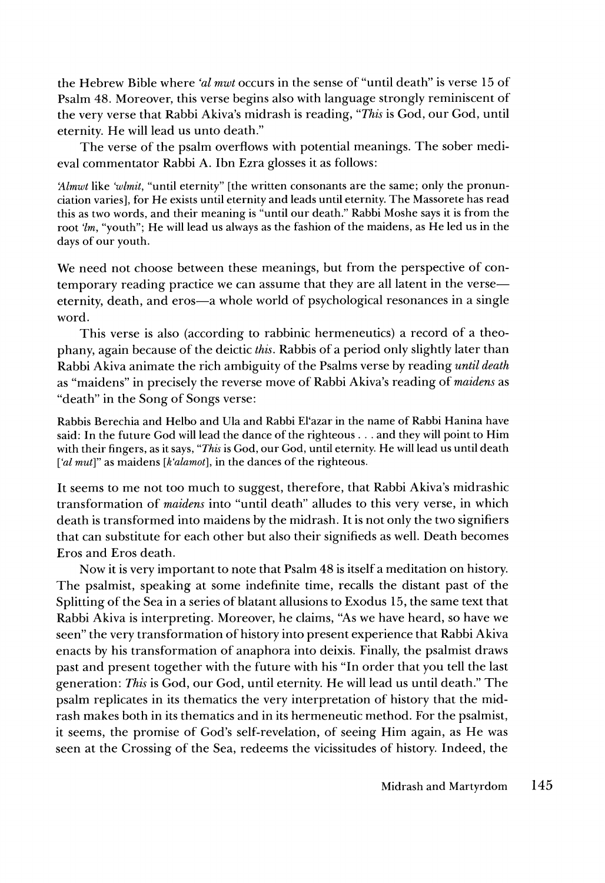the Hebrew Bible where *'al mwt* occurs in the sense of "until death" is verse 15 of Psalm 48. Moreover, this verse begins also with language strongly reminiscent of the very verse that Rabbi Akiva's midrash is reading, "*This* is God, our God, until eternity. He will lead us unto death."

The verse of the psalm overflows with potential meanings. The sober medieval commentator Rabbi A. Ibn Ezra glosses it as follows:

> *'Almwt* like *'wlmit*, "until eternity" [the written consonants are the same; only the pronunciation varies], for He exists until eternity and leads until eternity. The Massorete has read this as two words, and their meaning is "until our death." Rabbi Moshe says it is from the root *'lm*, "youth"; He will lead us always as the fashion of the maidens, as He led us in the days of our youth.

We need not choose between these meanings, but from the perspective of contemporary reading practice we can assume that they are all latent in the verse—eternity, death, and eros—a whole world of psychological resonances in a single word.

This verse is also (according to rabbinic hermeneutics) a record of a theophany, again because of the deictic *this*. Rabbis of a period only slightly later than Rabbi Akiva animate the rich ambiguity of the Psalms verse by reading *until death* as "maidens" in precisely the reverse move of Rabbi Akiva's reading of *maidens* as "death" in the Song of Songs verse:

> Rabbis Berechia and Helbo and Ula and Rabbi El'azar in the name of Rabbi Hanina have said: In the future God will lead the dance of the righteous . . . and they will point to Him with their fingers, as it says, "*This* is God, our God, until eternity. He will lead us until death [*'al mut*]" as maidens [*k'alamot*], in the dances of the righteous.

It seems to me not too much to suggest, therefore, that Rabbi Akiva's midrashic transformation of *maidens* into "until death" alludes to this very verse, in which death is transformed into maidens by the midrash. It is not only the two signifiers that can substitute for each other but also their signifieds as well. Death becomes Eros and Eros death.

Now it is very important to note that Psalm 48 is itself a meditation on history. The psalmist, speaking at some indefinite time, recalls the distant past of the Splitting of the Sea in a series of blatant allusions to Exodus 15, the same text that Rabbi Akiva is interpreting. Moreover, he claims, "As we have heard, so have we seen" the very transformation of history into present experience that Rabbi Akiva enacts by his transformation of anaphora into deixis. Finally, the psalmist draws past and present together with the future with his "In order that you tell the last generation: *This* is God, our God, until eternity. He will lead us until death." The psalm replicates in its thematics the very interpretation of history that the midrash makes both in its thematics and in its hermeneutic method. For the psalmist, it seems, the promise of God's self-revelation, of seeing Him again, as He was seen at the Crossing of the Sea, redeems the vicissitudes of history. Indeed, the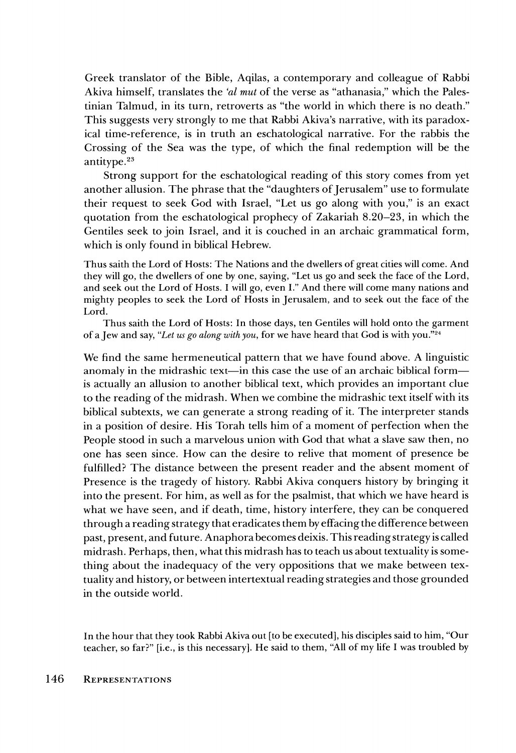Greek translator of the Bible, Aqilas, a contemporary and colleague of Rabbi Akiva himself, translates the *'al mut* of the verse as "athanasia," which the Palestinian Talmud, in its turn, retroverts as "the world in which there is no death." This suggests very strongly to me that Rabbi Akiva's narrative, with its paradoxical time-reference, is in truth an eschatological narrative. For the rabbis the Crossing of the Sea was the type, of which the final redemption will be the antitype.[23]

Strong support for the eschatological reading of this story comes from yet another allusion. The phrase that the "daughters of Jerusalem" use to formulate their request to seek God with Israel, "Let us go along with you," is an exact quotation from the eschatological prophecy of Zakariah 8.20–23, in which the Gentiles seek to join Israel, and it is couched in an archaic grammatical form, which is only found in biblical Hebrew.

> Thus saith the Lord of Hosts: The Nations and the dwellers of great cities will come. And they will go, the dwellers of one by one, saying, "Let us go and seek the face of the Lord, and seek out the Lord of Hosts. I will go, even I." And there will come many nations and mighty peoples to seek the Lord of Hosts in Jerusalem, and to seek out the face of the Lord.
>
> Thus saith the Lord of Hosts: In those days, ten Gentiles will hold onto the garment of a Jew and say, "*Let us go along with you*, for we have heard that God is with you."[24]

We find the same hermeneutical pattern that we have found above. A linguistic anomaly in the midrashic text—in this case the use of an archaic biblical form—is actually an allusion to another biblical text, which provides an important clue to the reading of the midrash. When we combine the midrashic text itself with its biblical subtexts, we can generate a strong reading of it. The interpreter stands in a position of desire. His Torah tells him of a moment of perfection when the People stood in such a marvelous union with God that what a slave saw then, no one has seen since. How can the desire to relive that moment of presence be fulfilled? The distance between the present reader and the absent moment of Presence is the tragedy of history. Rabbi Akiva conquers history by bringing it into the present. For him, as well as for the psalmist, that which we have heard is what we have seen, and if death, time, history interfere, they can be conquered through a reading strategy that eradicates them by effacing the difference between past, present, and future. Anaphora becomes deixis. This reading strategy is called midrash. Perhaps, then, what this midrash has to teach us about textuality is something about the inadequacy of the very oppositions that we make between textuality and history, or between intertextual reading strategies and those grounded in the outside world.

In the hour that they took Rabbi Akiva out [to be executed], his disciples said to him, "Our teacher, so far?" [i.e., is this necessary]. He said to them, "All of my life I was troubled by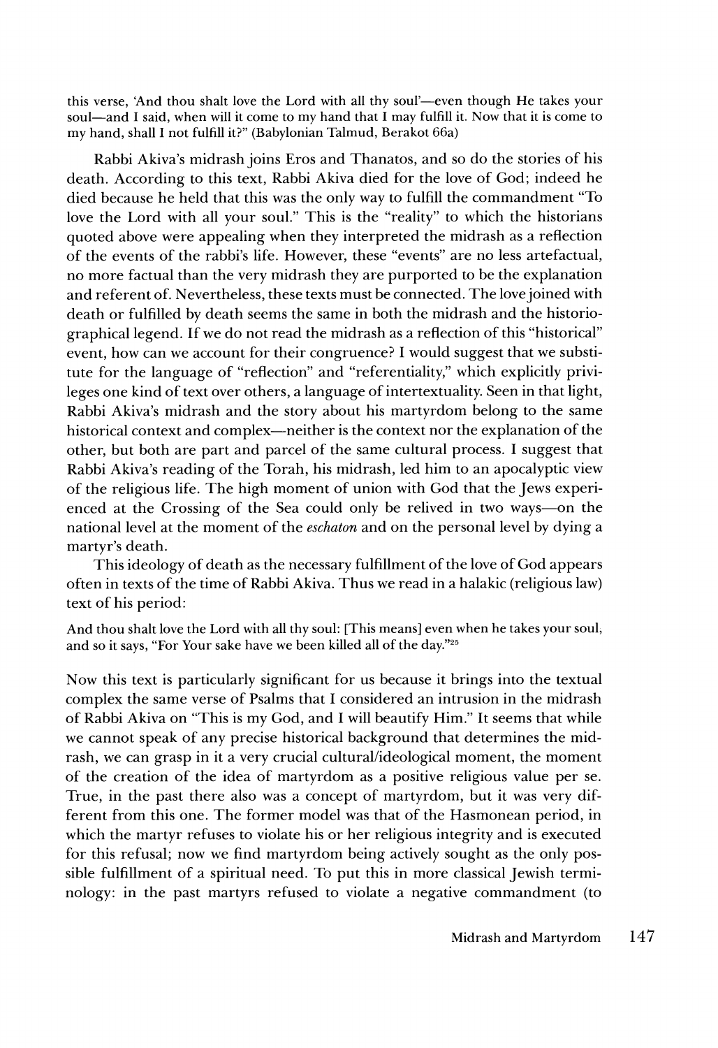> this verse, 'And thou shalt love the Lord with all thy soul'—even though He takes your soul—and I said, when will it come to my hand that I may fulfill it. Now that it is come to my hand, shall I not fulfill it?" (Babylonian Talmud, Berakot 66a)

Rabbi Akiva's midrash joins Eros and Thanatos, and so do the stories of his death. According to this text, Rabbi Akiva died for the love of God; indeed he died because he held that this was the only way to fulfill the commandment "To love the Lord with all your soul." This is the "reality" to which the historians quoted above were appealing when they interpreted the midrash as a reflection of the events of the rabbi's life. However, these "events" are no less artefactual, no more factual than the very midrash they are purported to be the explanation and referent of. Nevertheless, these texts must be connected. The love joined with death or fulfilled by death seems the same in both the midrash and the historiographical legend. If we do not read the midrash as a reflection of this "historical" event, how can we account for their congruence? I would suggest that we substitute for the language of "reflection" and "referentiality," which explicitly privileges one kind of text over others, a language of intertextuality. Seen in that light, Rabbi Akiva's midrash and the story about his martyrdom belong to the same historical context and complex—neither is the context nor the explanation of the other, but both are part and parcel of the same cultural process. I suggest that Rabbi Akiva's reading of the Torah, his midrash, led him to an apocalyptic view of the religious life. The high moment of union with God that the Jews experienced at the Crossing of the Sea could only be relived in two ways—on the national level at the moment of the *eschaton* and on the personal level by dying a martyr's death.

This ideology of death as the necessary fulfillment of the love of God appears often in texts of the time of Rabbi Akiva. Thus we read in a halakic (religious law) text of his period:

> And thou shalt love the Lord with all thy soul: [This means] even when he takes your soul, and so it says, "For Your sake have we been killed all of the day."[25]

Now this text is particularly significant for us because it brings into the textual complex the same verse of Psalms that I considered an intrusion in the midrash of Rabbi Akiva on "This is my God, and I will beautify Him." It seems that while we cannot speak of any precise historical background that determines the midrash, we can grasp in it a very crucial cultural/ideological moment, the moment of the creation of the idea of martyrdom as a positive religious value per se. True, in the past there also was a concept of martyrdom, but it was very different from this one. The former model was that of the Hasmonean period, in which the martyr refuses to violate his or her religious integrity and is executed for this refusal; now we find martyrdom being actively sought as the only possible fulfillment of a spiritual need. To put this in more classical Jewish terminology: in the past martyrs refused to violate a negative commandment (to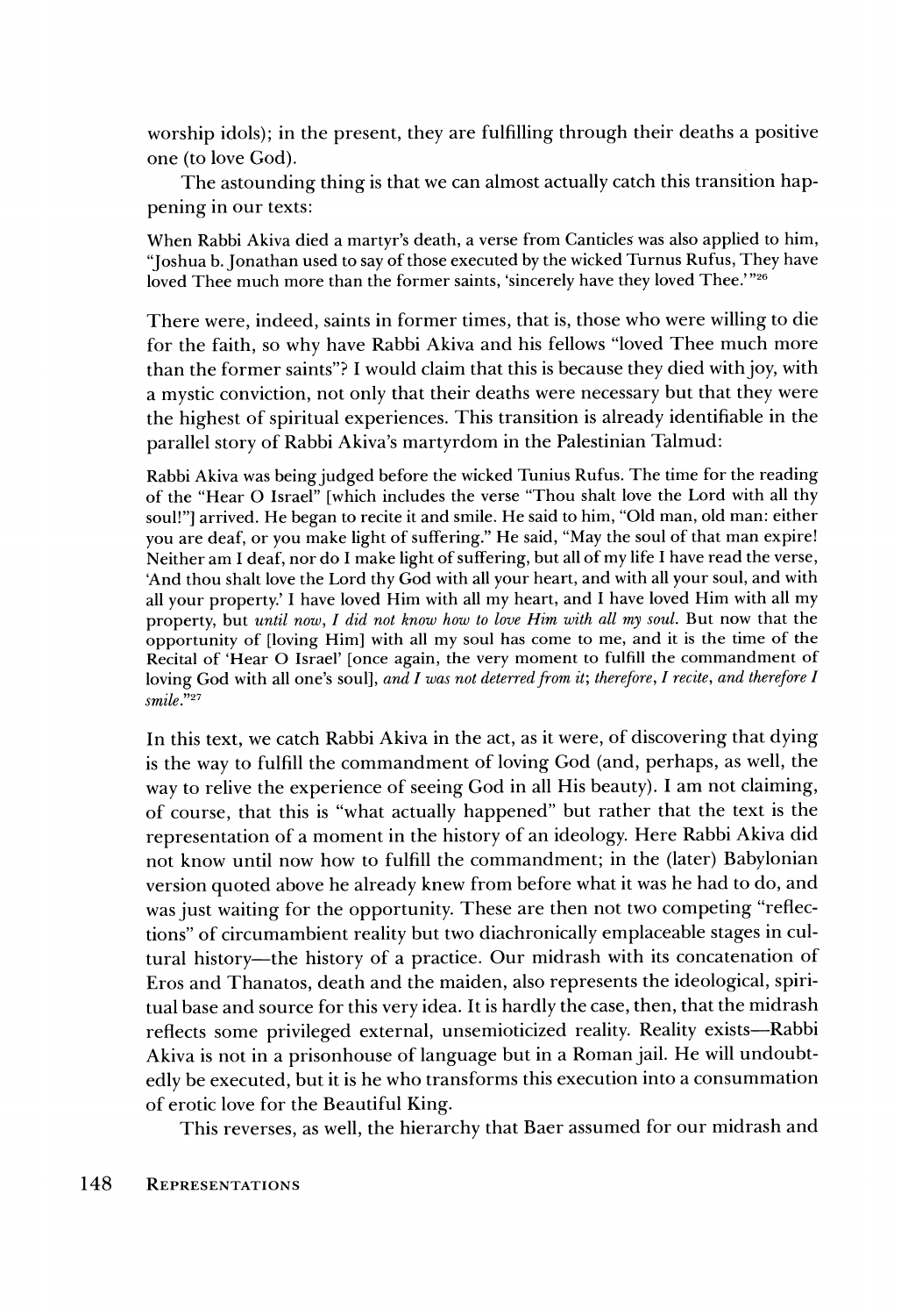worship idols); in the present, they are fulfilling through their deaths a positive one (to love God).

The astounding thing is that we can almost actually catch this transition happening in our texts:

> When Rabbi Akiva died a martyr's death, a verse from Canticles was also applied to him, "Joshua b. Jonathan used to say of those executed by the wicked Turnus Rufus, They have loved Thee much more than the former saints, 'sincerely have they loved Thee.'"[26]

There were, indeed, saints in former times, that is, those who were willing to die for the faith, so why have Rabbi Akiva and his fellows "loved Thee much more than the former saints"? I would claim that this is because they died with joy, with a mystic conviction, not only that their deaths were necessary but that they were the highest of spiritual experiences. This transition is already identifiable in the parallel story of Rabbi Akiva's martyrdom in the Palestinian Talmud:

> Rabbi Akiva was being judged before the wicked Tunius Rufus. The time for the reading of the "Hear O Israel" [which includes the verse "Thou shalt love the Lord with all thy soul!"] arrived. He began to recite it and smile. He said to him, "Old man, old man: either you are deaf, or you make light of suffering." He said, "May the soul of that man expire! Neither am I deaf, nor do I make light of suffering, but all of my life I have read the verse, 'And thou shalt love the Lord thy God with all your heart, and with all your soul, and with all your property.' I have loved Him with all my heart, and I have loved Him with all my property, but *until now, I did not know how to love Him with all my soul*. But now that the opportunity of [loving Him] with all my soul has come to me, and it is the time of the Recital of 'Hear O Israel' [once again, the very moment to fulfill the commandment of loving God with all one's soul], *and I was not deterred from it; therefore, I recite, and therefore I smile*."[27]

In this text, we catch Rabbi Akiva in the act, as it were, of discovering that dying is the way to fulfill the commandment of loving God (and, perhaps, as well, the way to relive the experience of seeing God in all His beauty). I am not claiming, of course, that this is "what actually happened" but rather that the text is the representation of a moment in the history of an ideology. Here Rabbi Akiva did not know until now how to fulfill the commandment; in the (later) Babylonian version quoted above he already knew from before what it was he had to do, and was just waiting for the opportunity. These are then not two competing "reflections" of circumambient reality but two diachronically emplaceable stages in cultural history—the history of a practice. Our midrash with its concatenation of Eros and Thanatos, death and the maiden, also represents the ideological, spiritual base and source for this very idea. It is hardly the case, then, that the midrash reflects some privileged external, unsemioticized reality. Reality exists—Rabbi Akiva is not in a prisonhouse of language but in a Roman jail. He will undoubtedly be executed, but it is he who transforms this execution into a consummation of erotic love for the Beautiful King.

This reverses, as well, the hierarchy that Baer assumed for our midrash and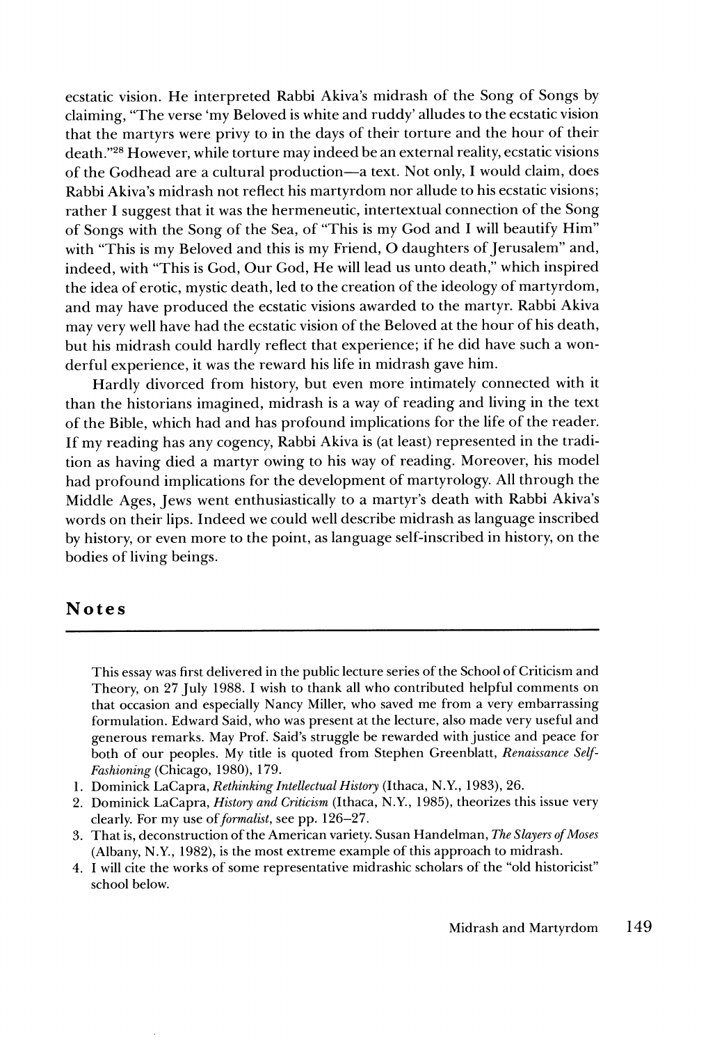ecstatic vision. He interpreted Rabbi Akiva's midrash of the Song of Songs by claiming, "The verse 'my Beloved is white and ruddy' alludes to the ecstatic vision that the martyrs were privy to in the days of their torture and the hour of their death."[28] However, while torture may indeed be an external reality, ecstatic visions of the Godhead are a cultural production—a text. Not only, I would claim, does Rabbi Akiva's midrash not reflect his martyrdom nor allude to his ecstatic visions; rather I suggest that it was the hermeneutic, intertextual connection of the Song of Songs with the Song of the Sea, of "This is my God and I will beautify Him" with "This is my Beloved and this is my Friend, O daughters of Jerusalem" and, indeed, with "This is God, Our God, He will lead us unto death," which inspired the idea of erotic, mystic death, led to the creation of the ideology of martyrdom, and may have produced the ecstatic visions awarded to the martyr. Rabbi Akiva may very well have had the ecstatic vision of the Beloved at the hour of his death, but his midrash could hardly reflect that experience; if he did have such a wonderful experience, it was the reward his life in midrash gave him.

Hardly divorced from history, but even more intimately connected with it than the historians imagined, midrash is a way of reading and living in the text of the Bible, which had and has profound implications for the life of the reader. If my reading has any cogency, Rabbi Akiva is (at least) represented in the tradition as having died a martyr owing to his way of reading. Moreover, his model had profound implications for the development of martyrology. All through the Middle Ages, Jews went enthusiastically to a martyr's death with Rabbi Akiva's words on their lips. Indeed we could well describe midrash as language inscribed by history, or even more to the point, as language self-inscribed in history, on the bodies of living beings.

## Notes

This essay was first delivered in the public lecture series of the School of Criticism and Theory, on 27 July 1988. I wish to thank all who contributed helpful comments on that occasion and especially Nancy Miller, who saved me from a very embarrassing formulation. Edward Said, who was present at the lecture, also made very useful and generous remarks. May Prof. Said's struggle be rewarded with justice and peace for both of our peoples. My title is quoted from Stephen Greenblatt, *Renaissance Self-Fashioning* (Chicago, 1980), 179.

1. Dominick LaCapra, *Rethinking Intellectual History* (Ithaca, N.Y., 1983), 26.
2. Dominick LaCapra, *History and Criticism* (Ithaca, N.Y., 1985), theorizes this issue very clearly. For my use of *formalist*, see pp. 126–27.
3. That is, deconstruction of the American variety. Susan Handelman, *The Slayers of Moses* (Albany, N.Y., 1982), is the most extreme example of this approach to midrash.
4. I will cite the works of some representative midrashic scholars of the "old historicist" school below.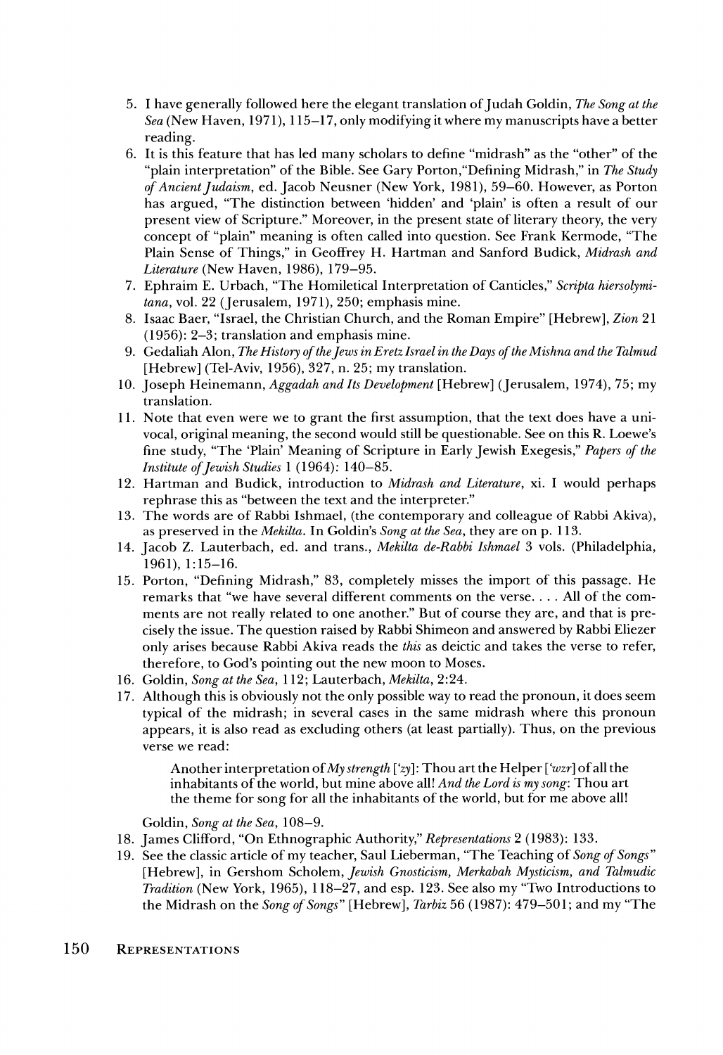5. I have generally followed here the elegant translation of Judah Goldin, *The Song at the Sea* (New Haven, 1971), 115–17, only modifying it where my manuscripts have a better reading.
6. It is this feature that has led many scholars to define "midrash" as the "other" of the "plain interpretation" of the Bible. See Gary Porton, "Defining Midrash," in *The Study of Ancient Judaism*, ed. Jacob Neusner (New York, 1981), 59–60. However, as Porton has argued, "The distinction between 'hidden' and 'plain' is often a result of our present view of Scripture." Moreover, in the present state of literary theory, the very concept of "plain" meaning is often called into question. See Frank Kermode, "The Plain Sense of Things," in Geoffrey H. Hartman and Sanford Budick, *Midrash and Literature* (New Haven, 1986), 179–95.
7. Ephraim E. Urbach, "The Homiletical Interpretation of Canticles," *Scripta hiersolymitana*, vol. 22 (Jerusalem, 1971), 250; emphasis mine.
8. Isaac Baer, "Israel, the Christian Church, and the Roman Empire" [Hebrew], *Zion* 21 (1956): 2–3; translation and emphasis mine.
9. Gedaliah Alon, *The History of the Jews in Eretz Israel in the Days of the Mishna and the Talmud* [Hebrew] (Tel-Aviv, 1956), 327, n. 25; my translation.
10. Joseph Heinemann, *Aggadah and Its Development* [Hebrew] (Jerusalem, 1974), 75; my translation.
11. Note that even were we to grant the first assumption, that the text does have a univocal, original meaning, the second would still be questionable. See on this R. Loewe's fine study, "The 'Plain' Meaning of Scripture in Early Jewish Exegesis," *Papers of the Institute of Jewish Studies* 1 (1964): 140–85.
12. Hartman and Budick, introduction to *Midrash and Literature*, xi. I would perhaps rephrase this as "between the text and the interpreter."
13. The words are of Rabbi Ishmael, (the contemporary and colleague of Rabbi Akiva), as preserved in the *Mekilta*. In Goldin's *Song at the Sea*, they are on p. 113.
14. Jacob Z. Lauterbach, ed. and trans., *Mekilta de-Rabbi Ishmael* 3 vols. (Philadelphia, 1961), 1:15–16.
15. Porton, "Defining Midrash," 83, completely misses the import of this passage. He remarks that "we have several different comments on the verse. . . . All of the comments are not really related to one another." But of course they are, and that is precisely the issue. The question raised by Rabbi Shimeon and answered by Rabbi Eliezer only arises because Rabbi Akiva reads the *this* as deictic and takes the verse to refer, therefore, to God's pointing out the new moon to Moses.
16. Goldin, *Song at the Sea*, 112; Lauterbach, *Mekilta*, 2:24.
17. Although this is obviously not the only possible way to read the pronoun, it does seem typical of the midrash; in several cases in the same midrash where this pronoun appears, it is also read as excluding others (at least partially). Thus, on the previous verse we read:

    > Another interpretation of *My strength* ['zy]: Thou art the Helper ['wzr] of all the inhabitants of the world, but mine above all! *And the Lord is my song*: Thou art the theme for song for all the inhabitants of the world, but for me above all!

    Goldin, *Song at the Sea*, 108–9.
18. James Clifford, "On Ethnographic Authority," *Representations* 2 (1983): 133.
19. See the classic article of my teacher, Saul Lieberman, "The Teaching of *Song of Songs*" [Hebrew], in Gershom Scholem, *Jewish Gnosticism, Merkabah Mysticism, and Talmudic Tradition* (New York, 1965), 118–27, and esp. 123. See also my "Two Introductions to the Midrash on the *Song of Songs*" [Hebrew], *Tarbiz* 56 (1987): 479–501; and my "The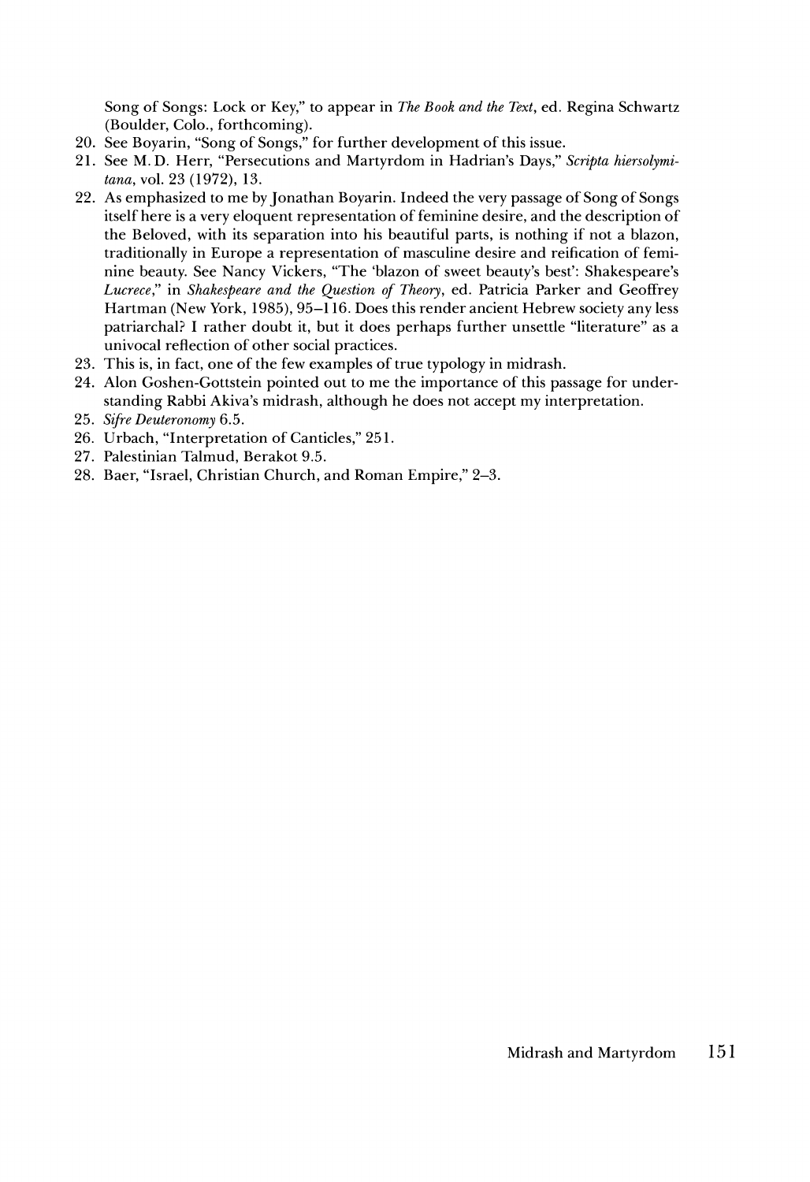Song of Songs: Lock or Key," to appear in *The Book and the Text*, ed. Regina Schwartz (Boulder, Colo., forthcoming).

20. See Boyarin, "Song of Songs," for further development of this issue.
21. See M. D. Herr, "Persecutions and Martyrdom in Hadrian's Days," *Scripta hiersolymitana*, vol. 23 (1972), 13.
22. As emphasized to me by Jonathan Boyarin. Indeed the very passage of Song of Songs itself here is a very eloquent representation of feminine desire, and the description of the Beloved, with its separation into his beautiful parts, is nothing if not a blazon, traditionally in Europe a representation of masculine desire and reification of feminine beauty. See Nancy Vickers, "The 'blazon of sweet beauty's best': Shakespeare's *Lucrece*," in *Shakespeare and the Question of Theory*, ed. Patricia Parker and Geoffrey Hartman (New York, 1985), 95–116. Does this render ancient Hebrew society any less patriarchal? I rather doubt it, but it does perhaps further unsettle "literature" as a univocal reflection of other social practices.
23. This is, in fact, one of the few examples of true typology in midrash.
24. Alon Goshen-Gottstein pointed out to me the importance of this passage for understanding Rabbi Akiva's midrash, although he does not accept my interpretation.
25. *Sifre Deuteronomy* 6.5.
26. Urbach, "Interpretation of Canticles," 251.
27. Palestinian Talmud, Berakot 9.5.
28. Baer, "Israel, Christian Church, and Roman Empire," 2–3.